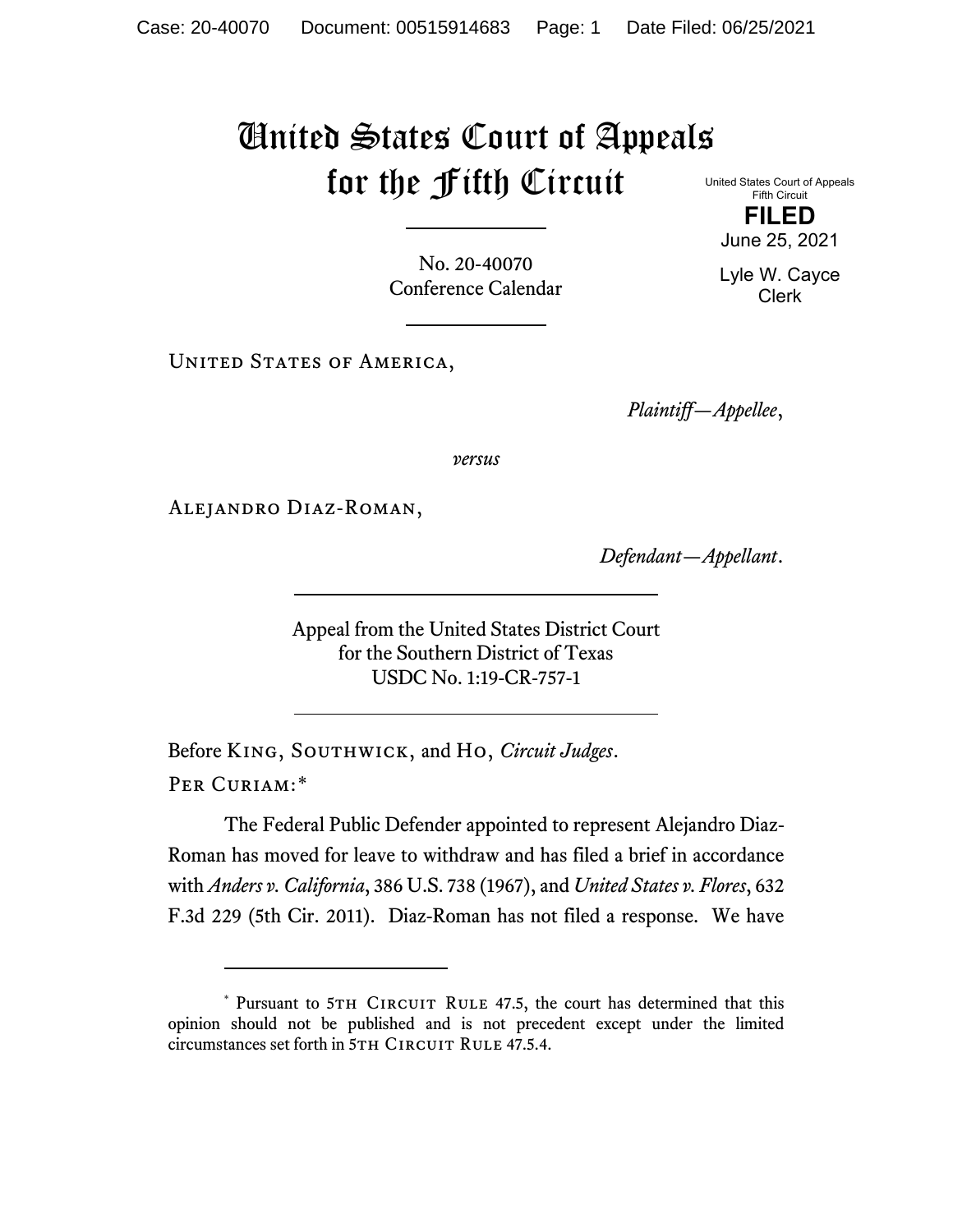# United States Court of Appeals for the Fifth Circuit

United States Court of Appeals
Fifth Circuit

**FILED**

June 25, 2021

Lyle W. Cayce
Clerk

No. 20-40070
Conference Calendar

United States of America,

*Plaintiff—Appellee*,

*versus*

Alejandro Diaz-Roman,

*Defendant—Appellant*.

Appeal from the United States District Court
for the Southern District of Texas
USDC No. 1:19-CR-757-1

Before King, Southwick, and Ho, *Circuit Judges*.

Per Curiam:*

The Federal Public Defender appointed to represent Alejandro Diaz-Roman has moved for leave to withdraw and has filed a brief in accordance with *Anders v. California*, 386 U.S. 738 (1967), and *United States v. Flores*, 632 F.3d 229 (5th Cir. 2011). Diaz-Roman has not filed a response. We have

---

* Pursuant to 5th Circuit Rule 47.5, the court has determined that this opinion should not be published and is not precedent except under the limited circumstances set forth in 5th Circuit Rule 47.5.4.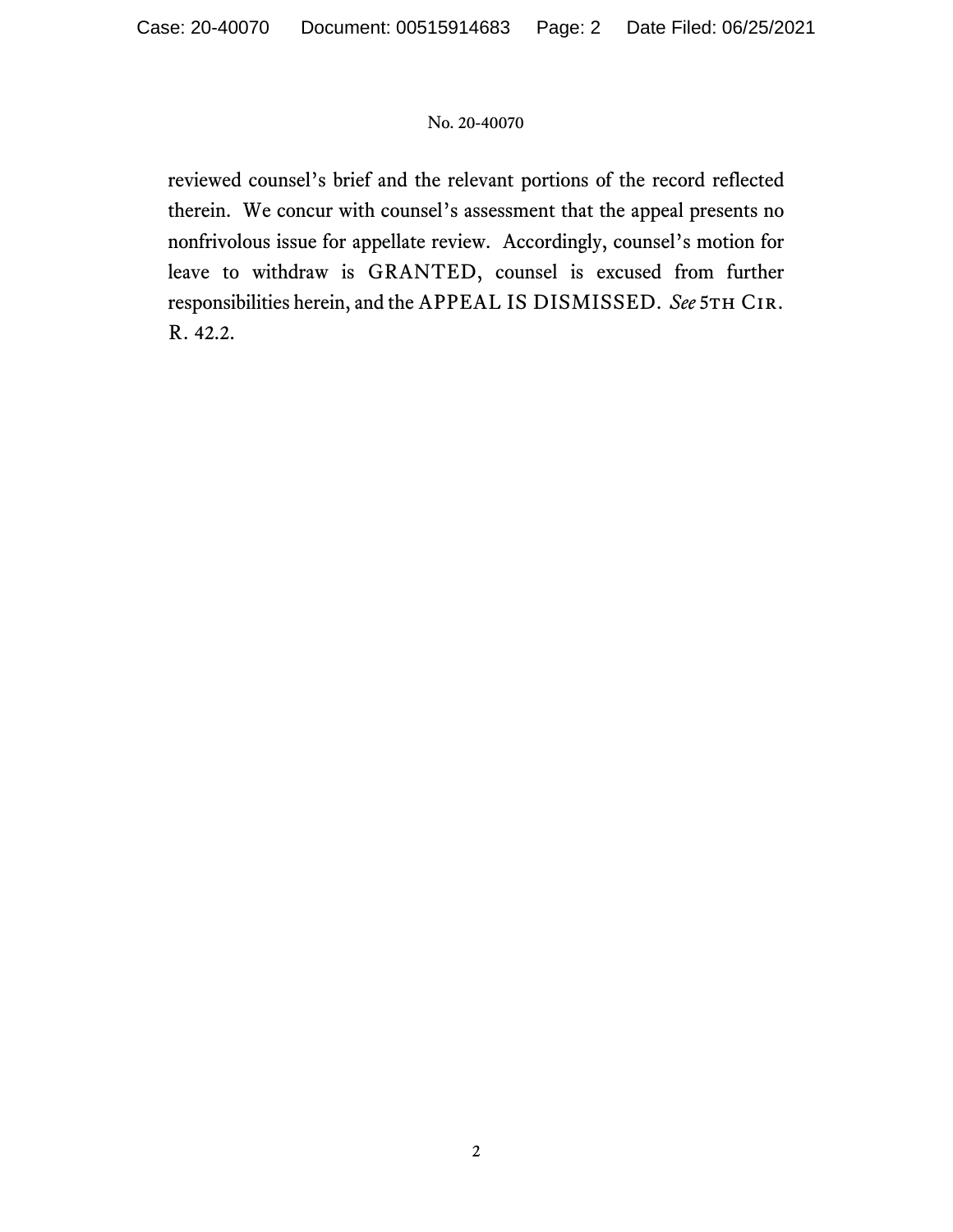reviewed counsel's brief and the relevant portions of the record reflected therein. We concur with counsel's assessment that the appeal presents no nonfrivolous issue for appellate review. Accordingly, counsel's motion for leave to withdraw is GRANTED, counsel is excused from further responsibilities herein, and the APPEAL IS DISMISSED. *See* 5TH CIR. R. 42.2.